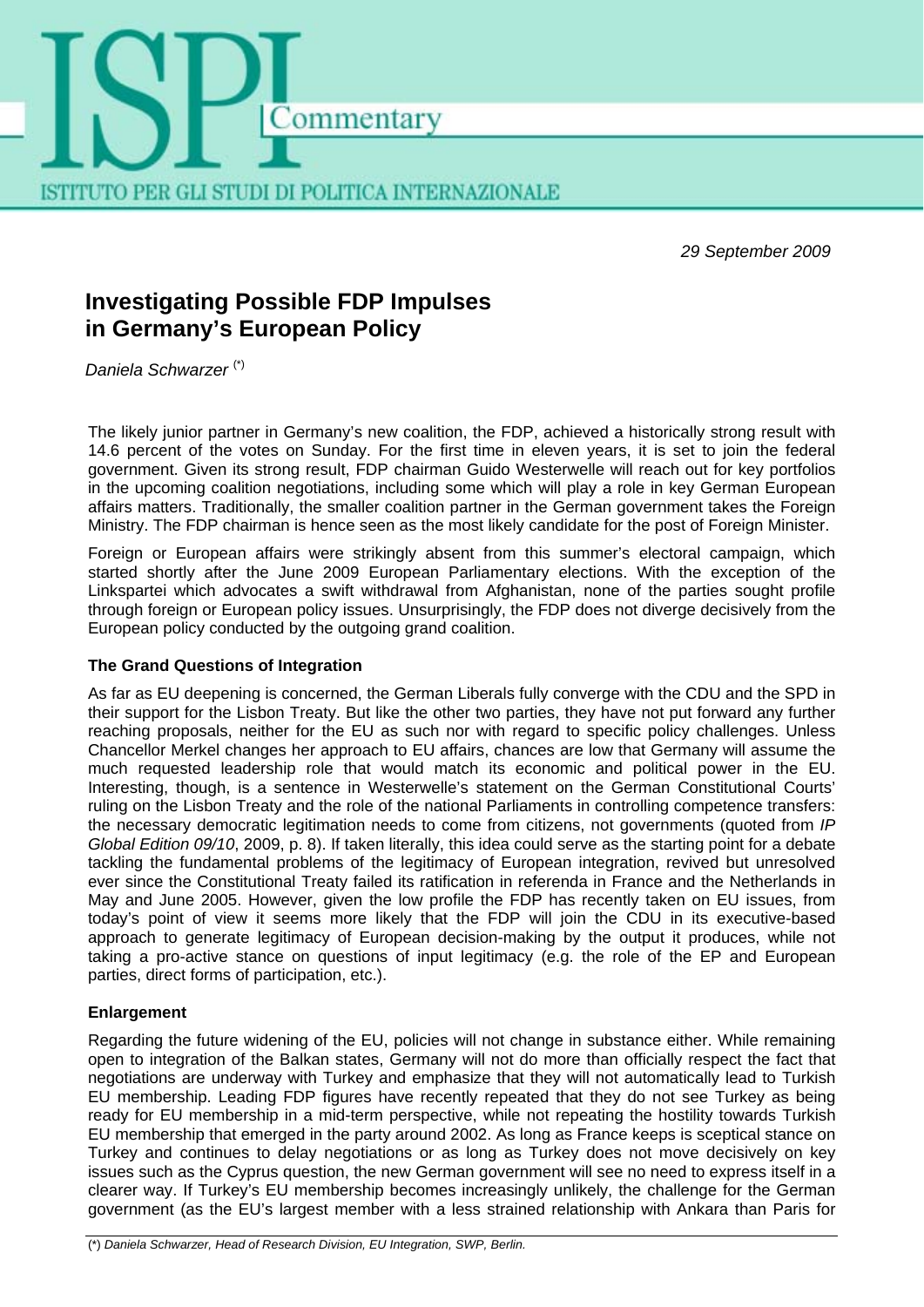*29 September 2009*

# Investigating Possible FDP Impulses in Germany's European Policy

*Daniela Schwarzer* (*)

The likely junior partner in Germany's new coalition, the FDP, achieved a historically strong result with 14.6 percent of the votes on Sunday. For the first time in eleven years, it is set to join the federal government. Given its strong result, FDP chairman Guido Westerwelle will reach out for key portfolios in the upcoming coalition negotiations, including some which will play a role in key German European affairs matters. Traditionally, the smaller coalition partner in the German government takes the Foreign Ministry. The FDP chairman is hence seen as the most likely candidate for the post of Foreign Minister.

Foreign or European affairs were strikingly absent from this summer's electoral campaign, which started shortly after the June 2009 European Parliamentary elections. With the exception of the Linkspartei which advocates a swift withdrawal from Afghanistan, none of the parties sought profile through foreign or European policy issues. Unsurprisingly, the FDP does not diverge decisively from the European policy conducted by the outgoing grand coalition.

### The Grand Questions of Integration

As far as EU deepening is concerned, the German Liberals fully converge with the CDU and the SPD in their support for the Lisbon Treaty. But like the other two parties, they have not put forward any further reaching proposals, neither for the EU as such nor with regard to specific policy challenges. Unless Chancellor Merkel changes her approach to EU affairs, chances are low that Germany will assume the much requested leadership role that would match its economic and political power in the EU. Interesting, though, is a sentence in Westerwelle's statement on the German Constitutional Courts' ruling on the Lisbon Treaty and the role of the national Parliaments in controlling competence transfers: the necessary democratic legitimation needs to come from citizens, not governments (quoted from *IP Global Edition 09/10*, 2009, p. 8). If taken literally, this idea could serve as the starting point for a debate tackling the fundamental problems of the legitimacy of European integration, revived but unresolved ever since the Constitutional Treaty failed its ratification in referenda in France and the Netherlands in May and June 2005. However, given the low profile the FDP has recently taken on EU issues, from today's point of view it seems more likely that the FDP will join the CDU in its executive-based approach to generate legitimacy of European decision-making by the output it produces, while not taking a pro-active stance on questions of input legitimacy (e.g. the role of the EP and European parties, direct forms of participation, etc.).

### Enlargement

Regarding the future widening of the EU, policies will not change in substance either. While remaining open to integration of the Balkan states, Germany will not do more than officially respect the fact that negotiations are underway with Turkey and emphasize that they will not automatically lead to Turkish EU membership. Leading FDP figures have recently repeated that they do not see Turkey as being ready for EU membership in a mid-term perspective, while not repeating the hostility towards Turkish EU membership that emerged in the party around 2002. As long as France keeps is sceptical stance on Turkey and continues to delay negotiations or as long as Turkey does not move decisively on key issues such as the Cyprus question, the new German government will see no need to express itself in a clearer way. If Turkey's EU membership becomes increasingly unlikely, the challenge for the German government (as the EU's largest member with a less strained relationship with Ankara than Paris for

(*) *Daniela Schwarzer, Head of Research Division, EU Integration, SWP, Berlin.*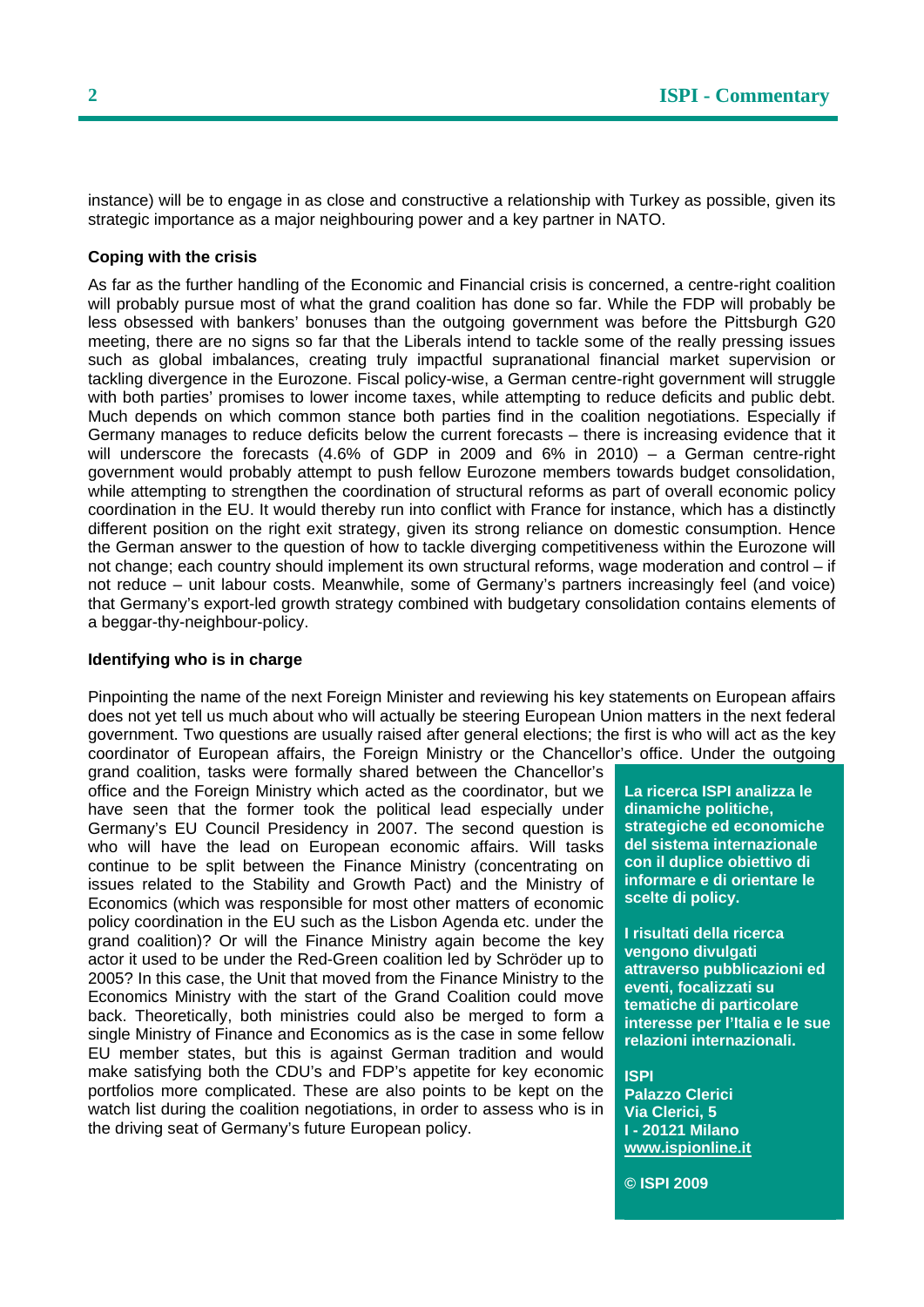instance) will be to engage in as close and constructive a relationship with Turkey as possible, given its strategic importance as a major neighbouring power and a key partner in NATO.

**Coping with the crisis**

As far as the further handling of the Economic and Financial crisis is concerned, a centre-right coalition will probably pursue most of what the grand coalition has done so far. While the FDP will probably be less obsessed with bankers' bonuses than the outgoing government was before the Pittsburgh G20 meeting, there are no signs so far that the Liberals intend to tackle some of the really pressing issues such as global imbalances, creating truly impactful supranational financial market supervision or tackling divergence in the Eurozone. Fiscal policy-wise, a German centre-right government will struggle with both parties' promises to lower income taxes, while attempting to reduce deficits and public debt. Much depends on which common stance both parties find in the coalition negotiations. Especially if Germany manages to reduce deficits below the current forecasts – there is increasing evidence that it will underscore the forecasts (4.6% of GDP in 2009 and 6% in 2010) – a German centre-right government would probably attempt to push fellow Eurozone members towards budget consolidation, while attempting to strengthen the coordination of structural reforms as part of overall economic policy coordination in the EU. It would thereby run into conflict with France for instance, which has a distinctly different position on the right exit strategy, given its strong reliance on domestic consumption. Hence the German answer to the question of how to tackle diverging competitiveness within the Eurozone will not change; each country should implement its own structural reforms, wage moderation and control – if not reduce – unit labour costs. Meanwhile, some of Germany's partners increasingly feel (and voice) that Germany's export-led growth strategy combined with budgetary consolidation contains elements of a beggar-thy-neighbour-policy.

**Identifying who is in charge**

Pinpointing the name of the next Foreign Minister and reviewing his key statements on European affairs does not yet tell us much about who will actually be steering European Union matters in the next federal government. Two questions are usually raised after general elections; the first is who will act as the key coordinator of European affairs, the Foreign Ministry or the Chancellor's office. Under the outgoing grand coalition, tasks were formally shared between the Chancellor's office and the Foreign Ministry which acted as the coordinator, but we have seen that the former took the political lead especially under Germany's EU Council Presidency in 2007. The second question is who will have the lead on European economic affairs. Will tasks continue to be split between the Finance Ministry (concentrating on issues related to the Stability and Growth Pact) and the Ministry of Economics (which was responsible for most other matters of economic policy coordination in the EU such as the Lisbon Agenda etc. under the grand coalition)? Or will the Finance Ministry again become the key actor it used to be under the Red-Green coalition led by Schröder up to 2005? In this case, the Unit that moved from the Finance Ministry to the Economics Ministry with the start of the Grand Coalition could move back. Theoretically, both ministries could also be merged to form a single Ministry of Finance and Economics as is the case in some fellow EU member states, but this is against German tradition and would make satisfying both the CDU's and FDP's appetite for key economic portfolios more complicated. These are also points to be kept on the watch list during the coalition negotiations, in order to assess who is in the driving seat of Germany's future European policy.

**La ricerca ISPI analizza le dinamiche politiche, strategiche ed economiche del sistema internazionale con il duplice obiettivo di informare e di orientare le scelte di policy.**

**I risultati della ricerca vengono divulgati attraverso pubblicazioni ed eventi, focalizzati su tematiche di particolare interesse per l'Italia e le sue relazioni internazionali.**

**ISPI**
**Palazzo Clerici**
**Via Clerici, 5**
**I - 20121 Milano**
**www.ispionline.it**

**© ISPI 2009**